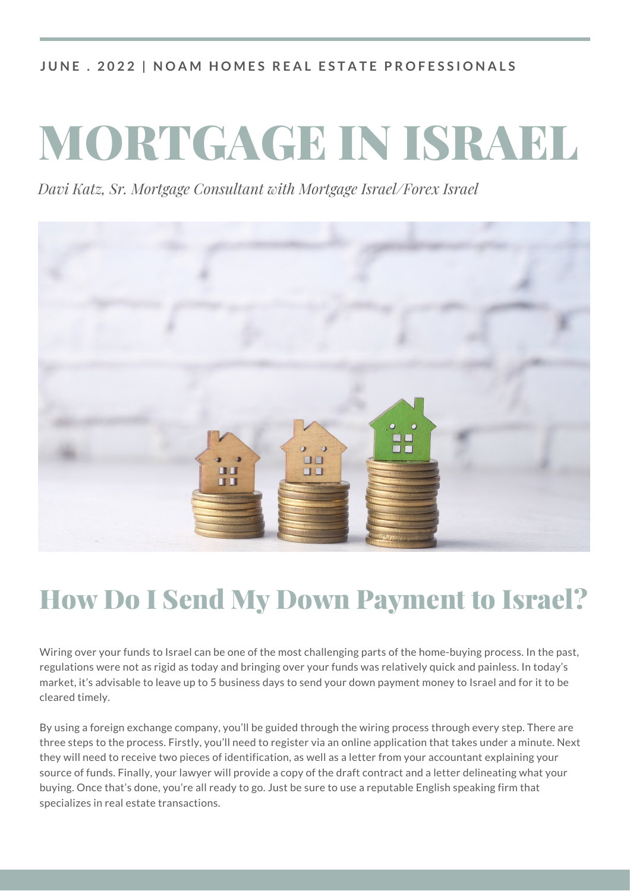JUNE . 2022 | NOAM HOMES REAL ESTATE PROFESSIONALS

# MORTGAGE IN ISRAEL

*Davi Katz, Sr. Mortgage Consultant with Mortgage Israel/Forex Israel*

## How Do I Send My Down Payment to Israel?

Wiring over your funds to Israel can be one of the most challenging parts of the home-buying process. In the past, regulations were not as rigid as today and bringing over your funds was relatively quick and painless. In today's market, it's advisable to leave up to 5 business days to send your down payment money to Israel and for it to be cleared timely.

By using a foreign exchange company, you'll be guided through the wiring process through every step. There are three steps to the process. Firstly, you'll need to register via an online application that takes under a minute. Next they will need to receive two pieces of identification, as well as a letter from your accountant explaining your source of funds. Finally, your lawyer will provide a copy of the draft contract and a letter delineating what your buying. Once that's done, you're all ready to go. Just be sure to use a reputable English speaking firm that specializes in real estate transactions.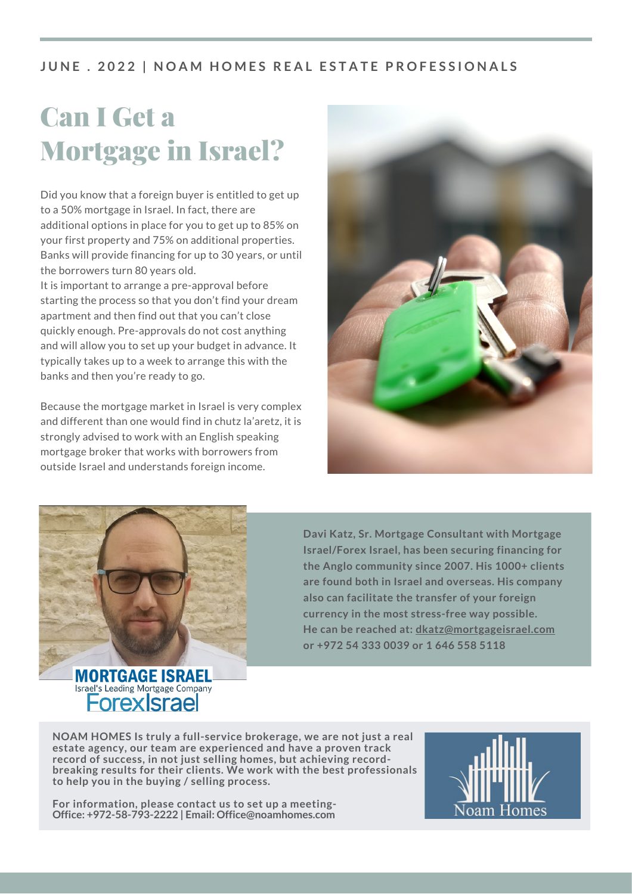JUNE . 2022 | NOAM HOMES REAL ESTATE PROFESSIONALS

# Can I Get a Mortgage in Israel?

Did you know that a foreign buyer is entitled to get up to a 50% mortgage in Israel. In fact, there are additional options in place for you to get up to 85% on your first property and 75% on additional properties. Banks will provide financing for up to 30 years, or until the borrowers turn 80 years old.
It is important to arrange a pre-approval before starting the process so that you don't find your dream apartment and then find out that you can't close quickly enough. Pre-approvals do not cost anything and will allow you to set up your budget in advance. It typically takes up to a week to arrange this with the banks and then you're ready to go.

Because the mortgage market in Israel is very complex and different than one would find in chutz la'aretz, it is strongly advised to work with an English speaking mortgage broker that works with borrowers from outside Israel and understands foreign income.

MORTGAGE ISRAEL
Israel's Leading Mortgage Company
ForexIsrael

**Davi Katz, Sr. Mortgage Consultant with Mortgage Israel/Forex Israel, has been securing financing for the Anglo community since 2007. His 1000+ clients are found both in Israel and overseas. His company also can facilitate the transfer of your foreign currency in the most stress-free way possible. He can be reached at: dkatz@mortgageisrael.com or +972 54 333 0039 or 1 646 558 5118**

**NOAM HOMES Is truly a full-service brokerage, we are not just a real estate agency, our team are experienced and have a proven track record of success, in not just selling homes, but achieving record-breaking results for their clients. We work with the best professionals to help you in the buying / selling process.**

**For information, please contact us to set up a meeting- Office: +972-58-793-2222 | Email: Office@noamhomes.com**

Noam Homes